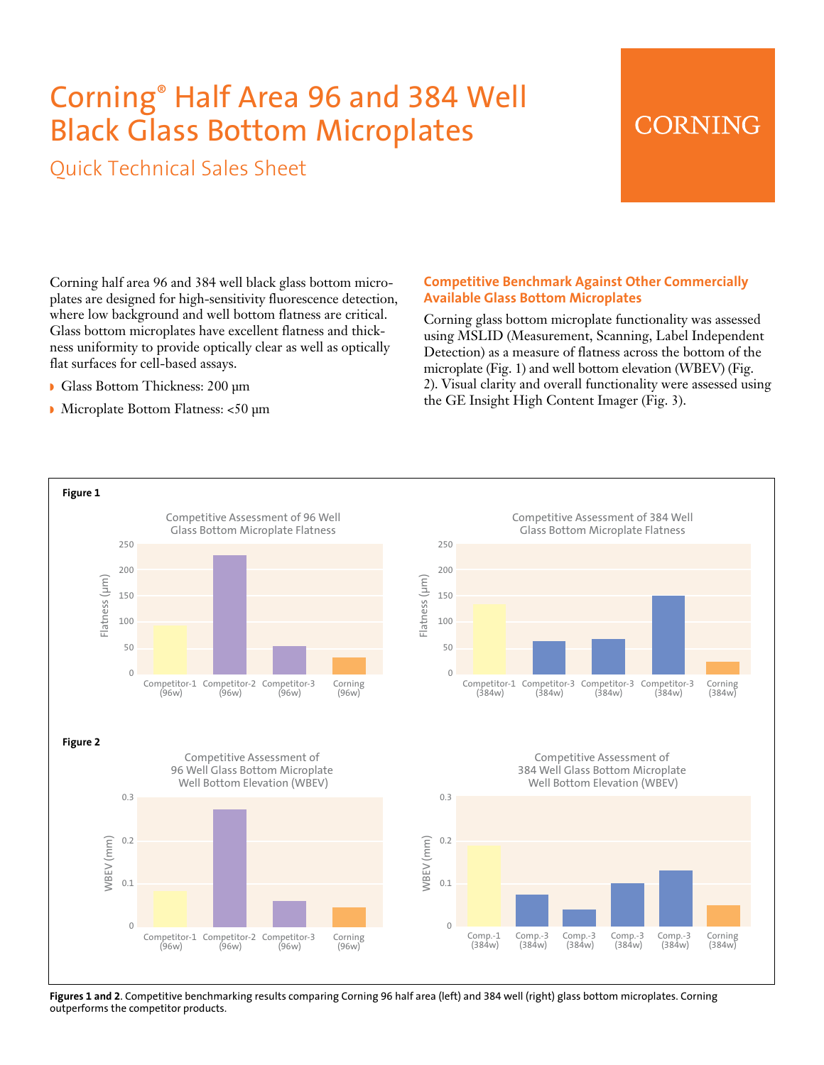# Corning® Half Area 96 and 384 Well Black Glass Bottom Microplates

## Quick Technical Sales Sheet

Corning half area 96 and 384 well black glass bottom microplates are designed for high-sensitivity fluorescence detection, where low background and well bottom flatness are critical. Glass bottom microplates have excellent flatness and thickness uniformity to provide optically clear as well as optically flat surfaces for cell-based assays.

- Glass Bottom Thickness: 200 µm
- Microplate Bottom Flatness: <50 µm

### Competitive Benchmark Against Other Commercially Available Glass Bottom Microplates

Corning glass bottom microplate functionality was assessed using MSLID (Measurement, Scanning, Label Independent Detection) as a measure of flatness across the bottom of the microplate (Fig. 1) and well bottom elevation (WBEV) (Fig. 2). Visual clarity and overall functionality were assessed using the GE Insight High Content Imager (Fig. 3).

**Figure 1**

Competitive Assessment of 96 Well Glass Bottom Microplate Flatness

Flatness (µm): Competitor-1 (96w), Competitor-2 (96w), Competitor-3 (96w), Corning (96w)

Competitive Assessment of 384 Well Glass Bottom Microplate Flatness

Flatness (µm): Competitor-1 (384w), Competitor-3 (384w), Competitor-3 (384w), Competitor-3 (384w), Corning (384w)

**Figure 2**

Competitive Assessment of 96 Well Glass Bottom Microplate Well Bottom Elevation (WBEV)

WBEV (mm): Competitor-1 (96w), Competitor-2 (96w), Competitor-3 (96w), Corning (96w)

Competitive Assessment of 384 Well Glass Bottom Microplate Well Bottom Elevation (WBEV)

WBEV (mm): Comp.-1 (384w), Comp.-3 (384w), Comp.-3 (384w), Comp.-3 (384w), Comp.-3 (384w), Corning (384w)

**Figures 1 and 2**. Competitive benchmarking results comparing Corning 96 half area (left) and 384 well (right) glass bottom microplates. Corning outperforms the competitor products.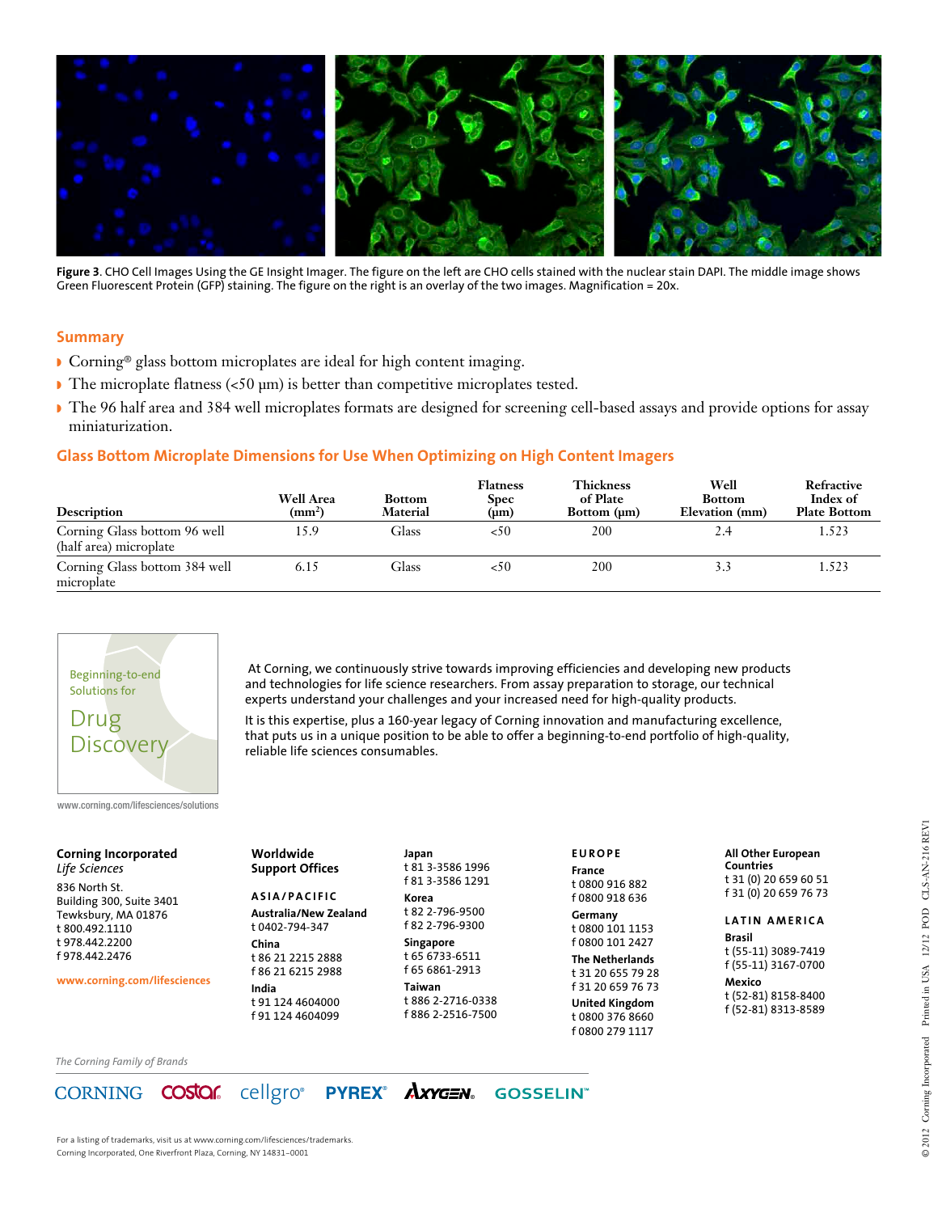**Figure 3**. CHO Cell Images Using the GE Insight Imager. The figure on the left are CHO cells stained with the nuclear stain DAPI. The middle image shows Green Fluorescent Protein (GFP) staining. The figure on the right is an overlay of the two images. Magnification = 20x.

## Summary

- Corning® glass bottom microplates are ideal for high content imaging.
- The microplate flatness (<50 µm) is better than competitive microplates tested.
- The 96 half area and 384 well microplates formats are designed for screening cell-based assays and provide options for assay miniaturization.

## Glass Bottom Microplate Dimensions for Use When Optimizing on High Content Imagers

| Description | Well Area ($mm^2$) | Bottom Material | Flatness Spec (µm) | Thickness of Plate Bottom (µm) | Well Bottom Elevation (mm) | Refractive Index of Plate Bottom |
|---|---|---|---|---|---|---|
| Corning Glass bottom 96 well (half area) microplate | 15.9 | Glass | <50 | 200 | 2.4 | 1.523 |
| Corning Glass bottom 384 well microplate | 6.15 | Glass | <50 | 200 | 3.3 | 1.523 |

Beginning-to-end Solutions for Drug Discovery

www.corning.com/lifesciences/solutions

At Corning, we continuously strive towards improving efficiencies and developing new products and technologies for life science researchers. From assay preparation to storage, our technical experts understand your challenges and your increased need for high-quality products.

It is this expertise, plus a 160-year legacy of Corning innovation and manufacturing excellence, that puts us in a unique position to be able to offer a beginning-to-end portfolio of high-quality, reliable life sciences consumables.

**Corning Incorporated**
*Life Sciences*
836 North St.
Building 300, Suite 3401
Tewksbury, MA 01876
t 800.492.1110
t 978.442.2200
f 978.442.2476

www.corning.com/lifesciences

**Worldwide Support Offices**

**ASIA/PACIFIC**

**Australia/New Zealand**
t 0402-794-347

**China**
t 86 21 2215 2888
f 86 21 6215 2988

**India**
t 91 124 4604000
f 91 124 4604099

**Japan**
t 81 3-3586 1996
f 81 3-3586 1291

**Korea**
t 82 2-796-9500
f 82 2-796-9300

**Singapore**
t 65 6733-6511
f 65 6861-2913

**Taiwan**
t 886 2-2716-0338
f 886 2-2516-7500

**EUROPE**

**France**
t 0800 916 882
f 0800 918 636

**Germany**
t 0800 101 1153
f 0800 101 2427

**The Netherlands**
t 31 20 655 79 28
f 31 20 659 76 73

**United Kingdom**
t 0800 376 8660
f 0800 279 1117

**All Other European Countries**
t 31 (0) 20 659 60 51
f 31 (0) 20 659 76 73

**LATIN AMERICA**

**Brasil**
t (55-11) 3089-7419
f (55-11) 3167-0700

**Mexico**
t (52-81) 8158-8400
f (52-81) 8313-8589

*The Corning Family of Brands*

CORNING costar cellgro® PYREX® AXYGEN® GOSSELIN™

For a listing of trademarks, visit us at www.corning.com/lifesciences/trademarks.
Corning Incorporated, One Riverfront Plaza, Corning, NY 14831-0001

© 2012 Corning Incorporated Printed in USA 12/12 POD CLS-AN-216 REV1